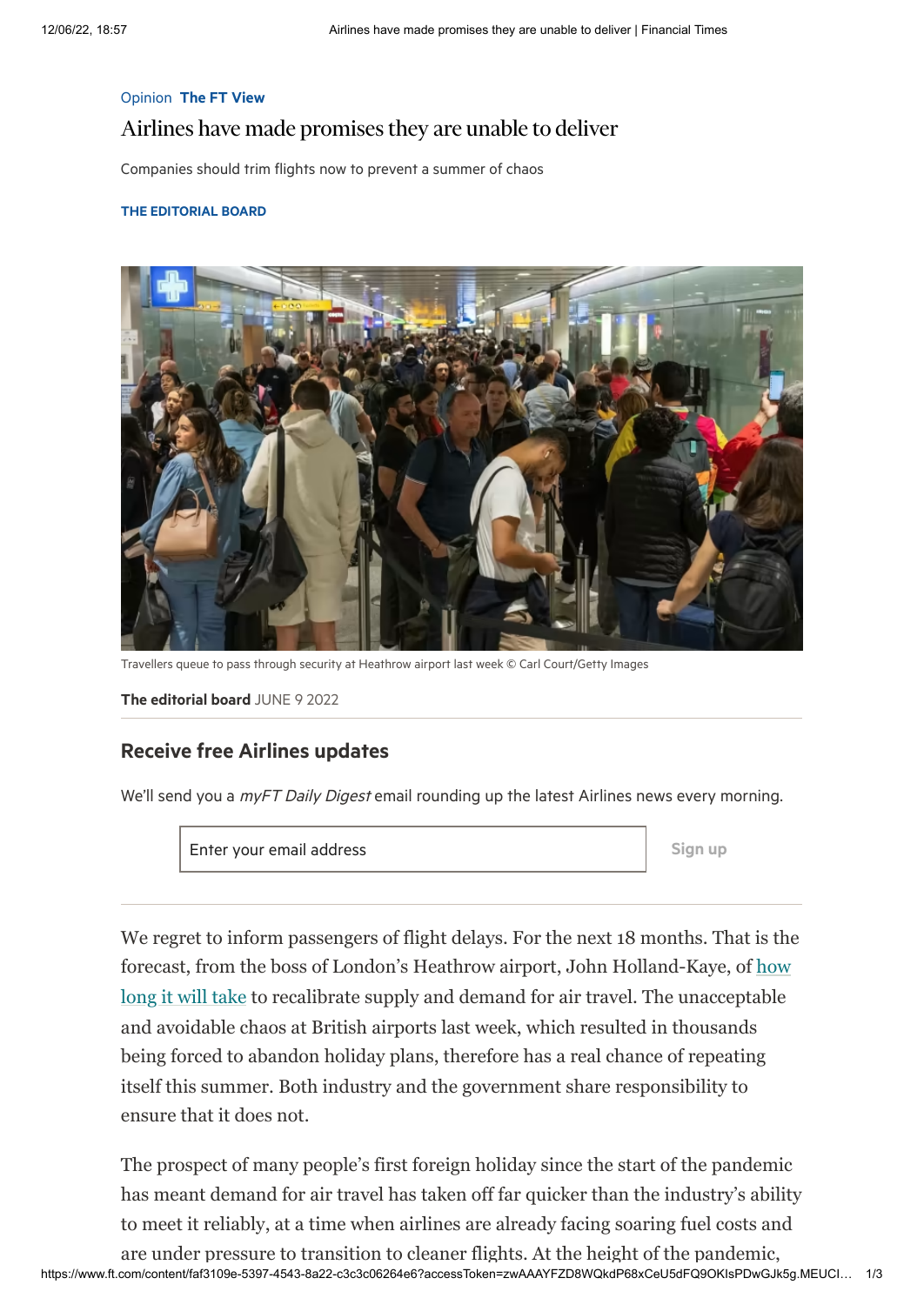Opinion **The FT View**

# Airlines have made promises they are unable to deliver

Companies should trim flights now to prevent a summer of chaos

**THE EDITORIAL BOARD**

Travellers queue to pass through security at Heathrow airport last week © Carl Court/Getty Images

**The editorial board** JUNE 9 2022

## Receive free Airlines updates

We'll send you a *myFT Daily Digest* email rounding up the latest Airlines news every morning.

Enter your email address | Sign up

We regret to inform passengers of flight delays. For the next 18 months. That is the forecast, from the boss of London's Heathrow airport, John Holland-Kaye, of how long it will take to recalibrate supply and demand for air travel. The unacceptable and avoidable chaos at British airports last week, which resulted in thousands being forced to abandon holiday plans, therefore has a real chance of repeating itself this summer. Both industry and the government share responsibility to ensure that it does not.

The prospect of many people's first foreign holiday since the start of the pandemic has meant demand for air travel has taken off far quicker than the industry's ability to meet it reliably, at a time when airlines are already facing soaring fuel costs and are under pressure to transition to cleaner flights. At the height of the pandemic,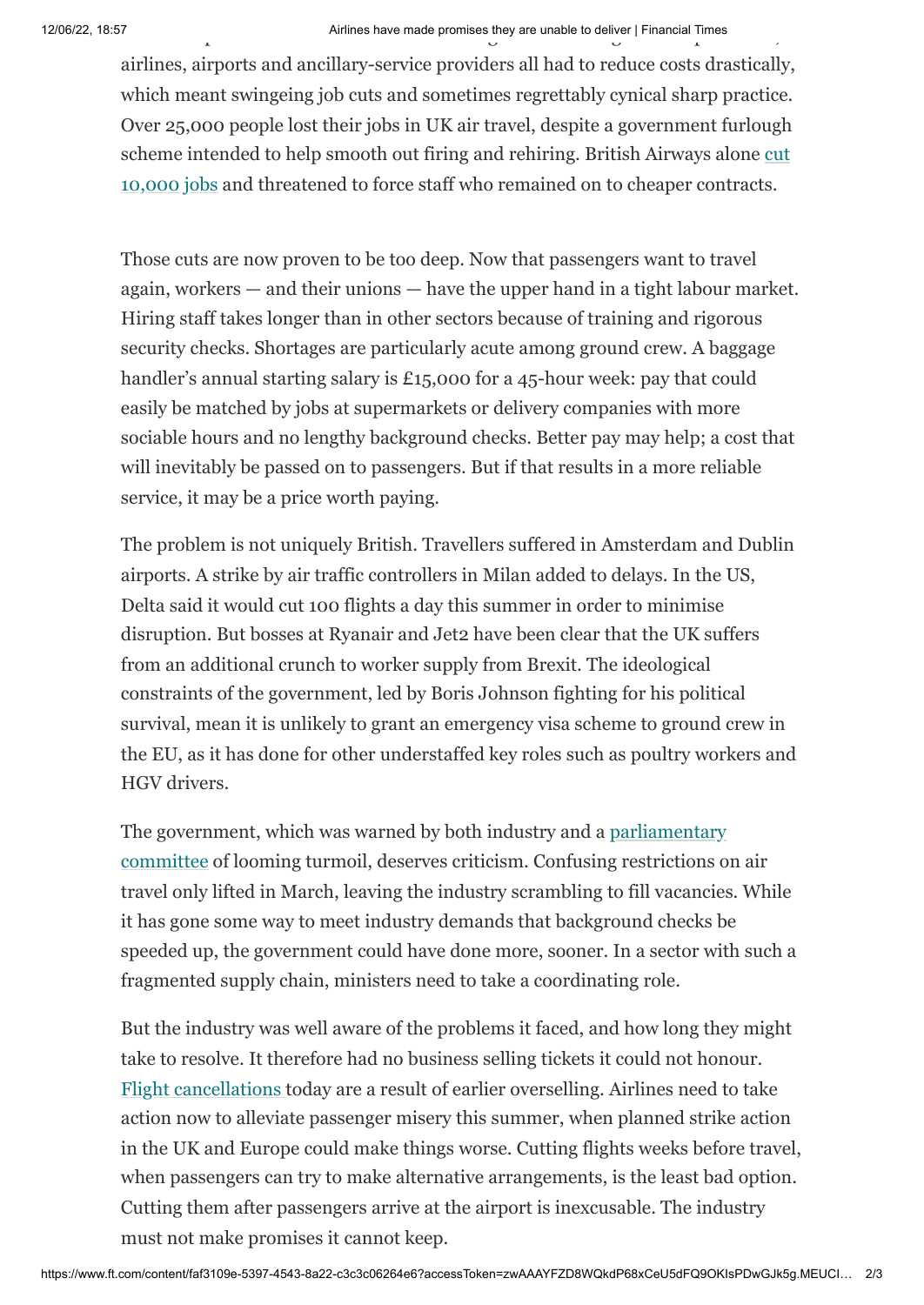airlines, airports and ancillary-service providers all had to reduce costs drastically, which meant swingeing job cuts and sometimes regrettably cynical sharp practice. Over 25,000 people lost their jobs in UK air travel, despite a government furlough scheme intended to help smooth out firing and rehiring. British Airways alone cut 10,000 jobs and threatened to force staff who remained on to cheaper contracts.

Those cuts are now proven to be too deep. Now that passengers want to travel again, workers — and their unions — have the upper hand in a tight labour market. Hiring staff takes longer than in other sectors because of training and rigorous security checks. Shortages are particularly acute among ground crew. A baggage handler's annual starting salary is £15,000 for a 45-hour week: pay that could easily be matched by jobs at supermarkets or delivery companies with more sociable hours and no lengthy background checks. Better pay may help; a cost that will inevitably be passed on to passengers. But if that results in a more reliable service, it may be a price worth paying.

The problem is not uniquely British. Travellers suffered in Amsterdam and Dublin airports. A strike by air traffic controllers in Milan added to delays. In the US, Delta said it would cut 100 flights a day this summer in order to minimise disruption. But bosses at Ryanair and Jet2 have been clear that the UK suffers from an additional crunch to worker supply from Brexit. The ideological constraints of the government, led by Boris Johnson fighting for his political survival, mean it is unlikely to grant an emergency visa scheme to ground crew in the EU, as it has done for other understaffed key roles such as poultry workers and HGV drivers.

The government, which was warned by both industry and a parliamentary committee of looming turmoil, deserves criticism. Confusing restrictions on air travel only lifted in March, leaving the industry scrambling to fill vacancies. While it has gone some way to meet industry demands that background checks be speeded up, the government could have done more, sooner. In a sector with such a fragmented supply chain, ministers need to take a coordinating role.

But the industry was well aware of the problems it faced, and how long they might take to resolve. It therefore had no business selling tickets it could not honour. Flight cancellations today are a result of earlier overselling. Airlines need to take action now to alleviate passenger misery this summer, when planned strike action in the UK and Europe could make things worse. Cutting flights weeks before travel, when passengers can try to make alternative arrangements, is the least bad option. Cutting them after passengers arrive at the airport is inexcusable. The industry must not make promises it cannot keep.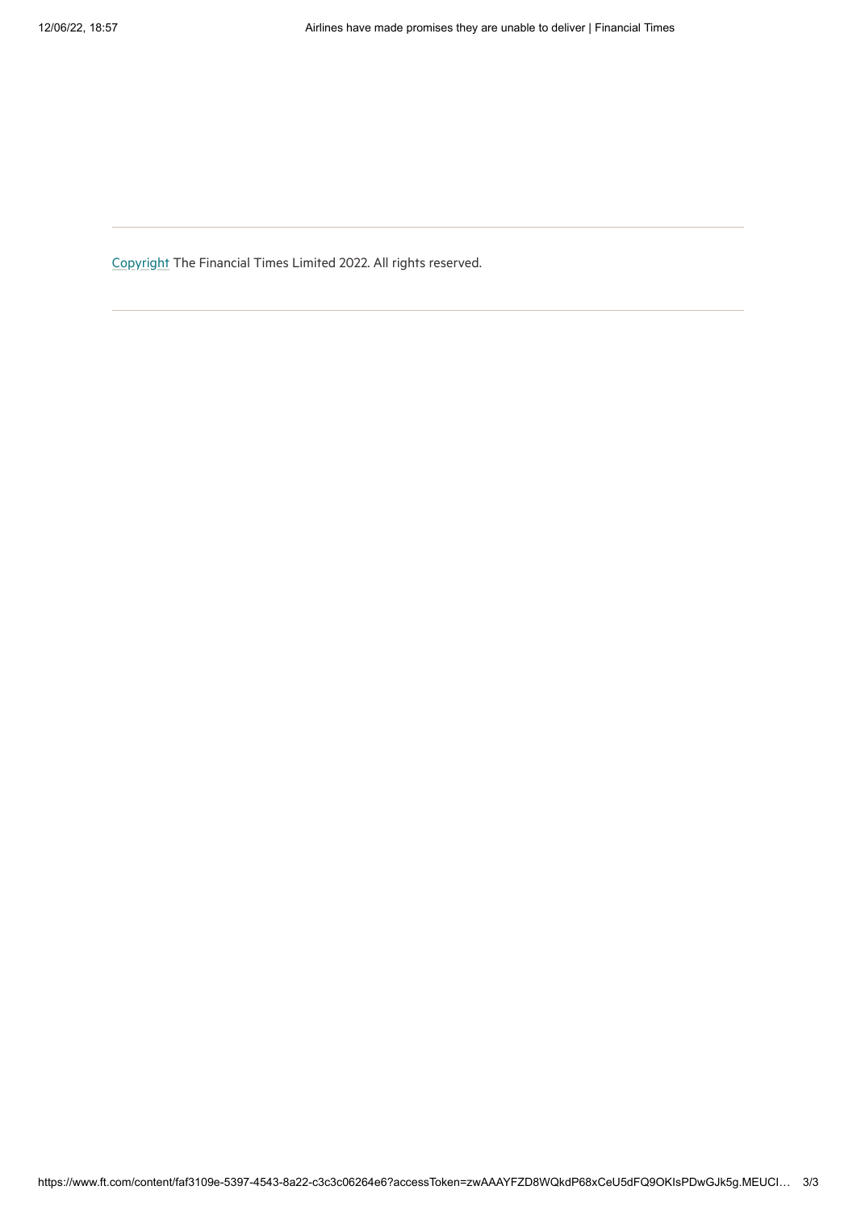Copyright The Financial Times Limited 2022. All rights reserved.